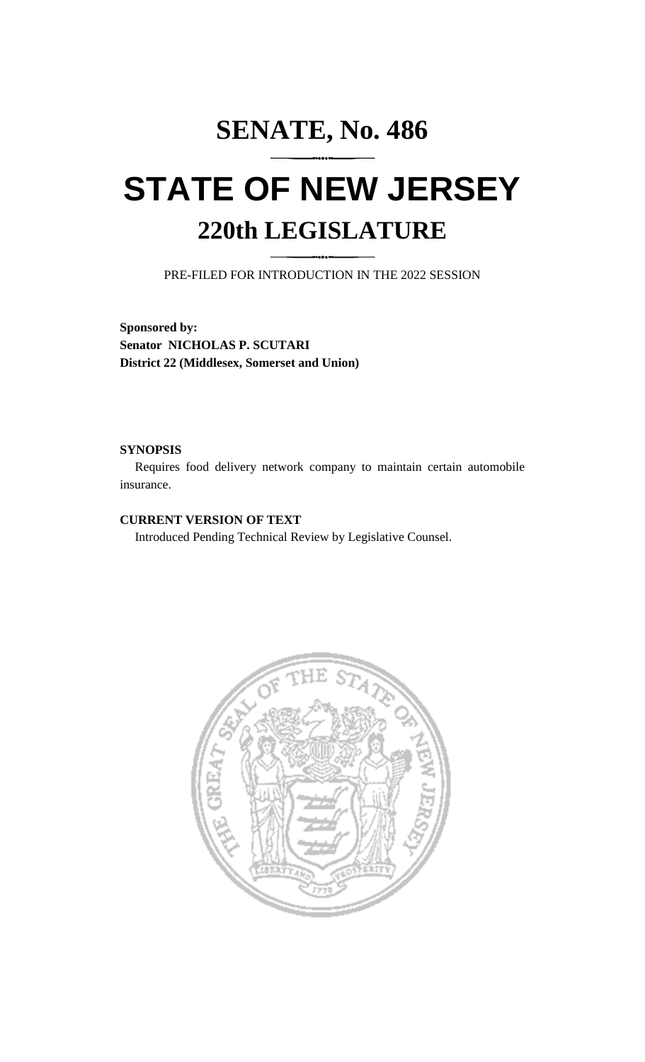# SENATE, No. 486

# STATE OF NEW JERSEY

## 220th LEGISLATURE

PRE-FILED FOR INTRODUCTION IN THE 2022 SESSION

**Sponsored by:**
**Senator NICHOLAS P. SCUTARI**
**District 22 (Middlesex, Somerset and Union)**

**SYNOPSIS**

Requires food delivery network company to maintain certain automobile insurance.

**CURRENT VERSION OF TEXT**

Introduced Pending Technical Review by Legislative Counsel.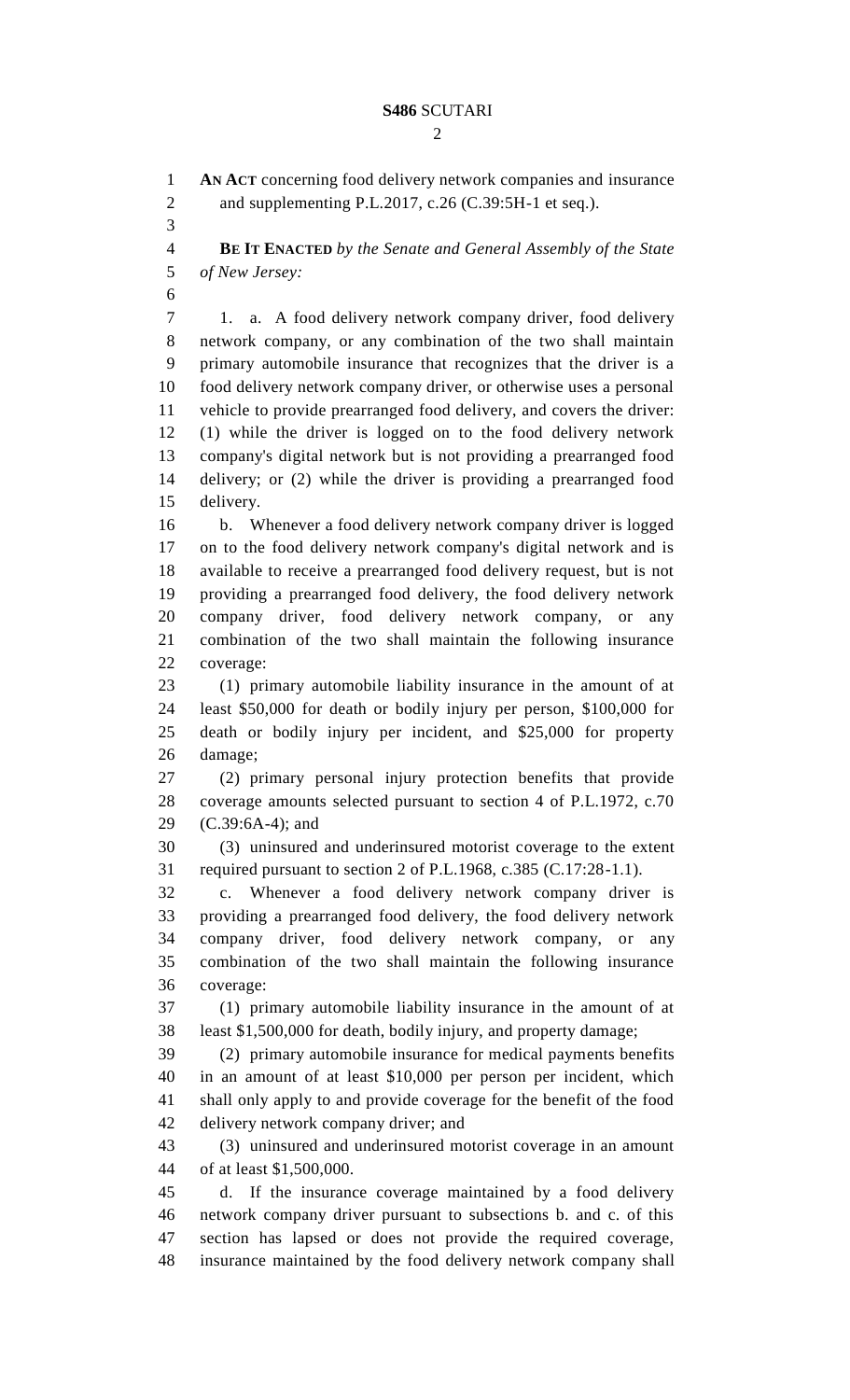**AN ACT** concerning food delivery network companies and insurance and supplementing P.L.2017, c.26 (C.39:5H-1 et seq.).

**BE IT ENACTED** *by the Senate and General Assembly of the State of New Jersey:*

1. a. A food delivery network company driver, food delivery network company, or any combination of the two shall maintain primary automobile insurance that recognizes that the driver is a food delivery network company driver, or otherwise uses a personal vehicle to provide prearranged food delivery, and covers the driver: (1) while the driver is logged on to the food delivery network company's digital network but is not providing a prearranged food delivery; or (2) while the driver is providing a prearranged food delivery.

b. Whenever a food delivery network company driver is logged on to the food delivery network company's digital network and is available to receive a prearranged food delivery request, but is not providing a prearranged food delivery, the food delivery network company driver, food delivery network company, or any combination of the two shall maintain the following insurance coverage:

(1) primary automobile liability insurance in the amount of at least $50,000 for death or bodily injury per person, $100,000 for death or bodily injury per incident, and $25,000 for property damage;

(2) primary personal injury protection benefits that provide coverage amounts selected pursuant to section 4 of P.L.1972, c.70 (C.39:6A-4); and

(3) uninsured and underinsured motorist coverage to the extent required pursuant to section 2 of P.L.1968, c.385 (C.17:28-1.1).

c. Whenever a food delivery network company driver is providing a prearranged food delivery, the food delivery network company driver, food delivery network company, or any combination of the two shall maintain the following insurance coverage:

(1) primary automobile liability insurance in the amount of at least $1,500,000 for death, bodily injury, and property damage;

(2) primary automobile insurance for medical payments benefits in an amount of at least $10,000 per person per incident, which shall only apply to and provide coverage for the benefit of the food delivery network company driver; and

(3) uninsured and underinsured motorist coverage in an amount of at least $1,500,000.

d. If the insurance coverage maintained by a food delivery network company driver pursuant to subsections b. and c. of this section has lapsed or does not provide the required coverage, insurance maintained by the food delivery network company shall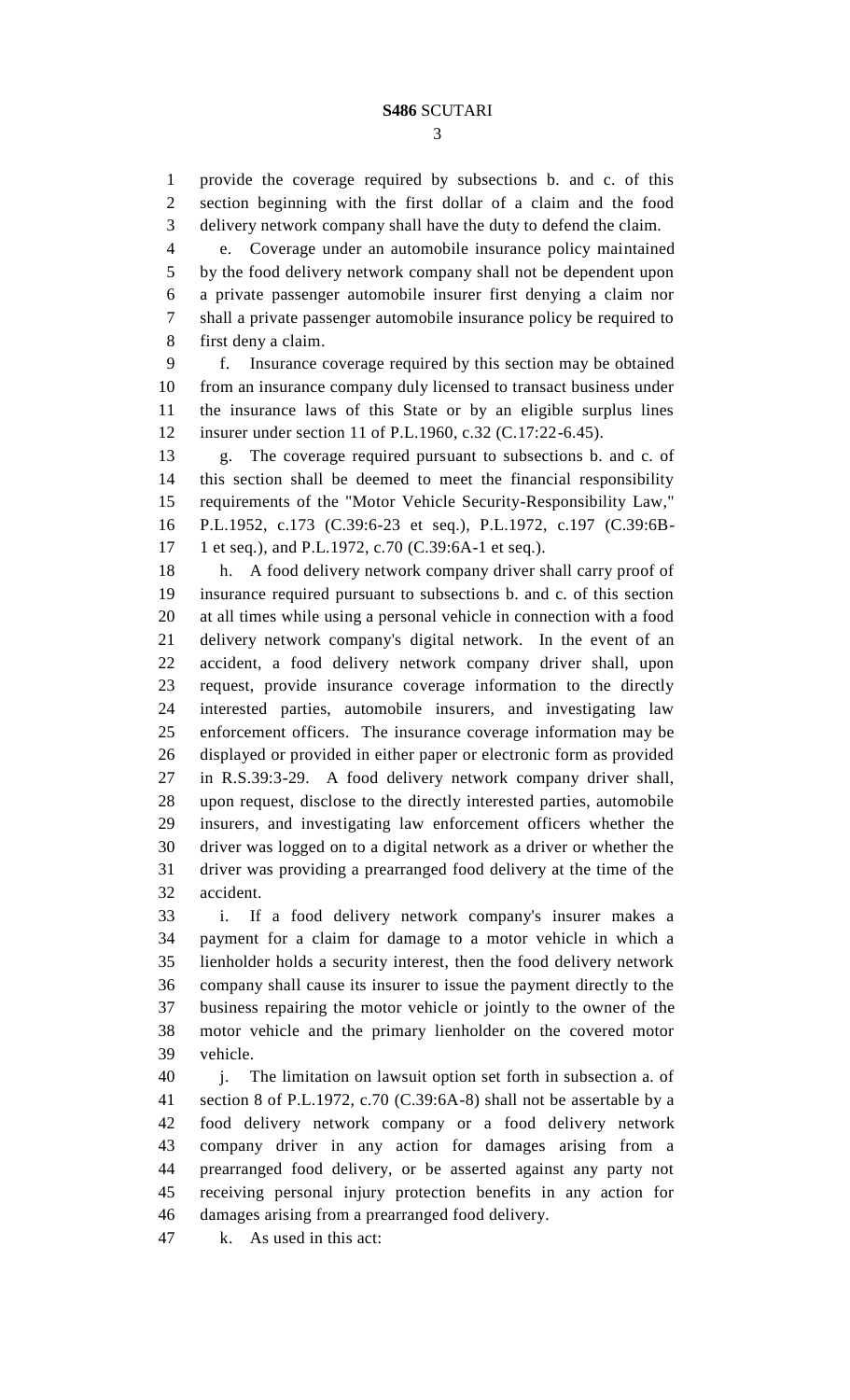provide the coverage required by subsections b. and c. of this section beginning with the first dollar of a claim and the food delivery network company shall have the duty to defend the claim.

e. Coverage under an automobile insurance policy maintained by the food delivery network company shall not be dependent upon a private passenger automobile insurer first denying a claim nor shall a private passenger automobile insurance policy be required to first deny a claim.

f. Insurance coverage required by this section may be obtained from an insurance company duly licensed to transact business under the insurance laws of this State or by an eligible surplus lines insurer under section 11 of P.L.1960, c.32 (C.17:22-6.45).

g. The coverage required pursuant to subsections b. and c. of this section shall be deemed to meet the financial responsibility requirements of the "Motor Vehicle Security-Responsibility Law," P.L.1952, c.173 (C.39:6-23 et seq.), P.L.1972, c.197 (C.39:6B-1 et seq.), and P.L.1972, c.70 (C.39:6A-1 et seq.).

h. A food delivery network company driver shall carry proof of insurance required pursuant to subsections b. and c. of this section at all times while using a personal vehicle in connection with a food delivery network company's digital network. In the event of an accident, a food delivery network company driver shall, upon request, provide insurance coverage information to the directly interested parties, automobile insurers, and investigating law enforcement officers. The insurance coverage information may be displayed or provided in either paper or electronic form as provided in R.S.39:3-29. A food delivery network company driver shall, upon request, disclose to the directly interested parties, automobile insurers, and investigating law enforcement officers whether the driver was logged on to a digital network as a driver or whether the driver was providing a prearranged food delivery at the time of the accident.

i. If a food delivery network company's insurer makes a payment for a claim for damage to a motor vehicle in which a lienholder holds a security interest, then the food delivery network company shall cause its insurer to issue the payment directly to the business repairing the motor vehicle or jointly to the owner of the motor vehicle and the primary lienholder on the covered motor vehicle.

j. The limitation on lawsuit option set forth in subsection a. of section 8 of P.L.1972, c.70 (C.39:6A-8) shall not be assertable by a food delivery network company or a food delivery network company driver in any action for damages arising from a prearranged food delivery, or be asserted against any party not receiving personal injury protection benefits in any action for damages arising from a prearranged food delivery.

k. As used in this act: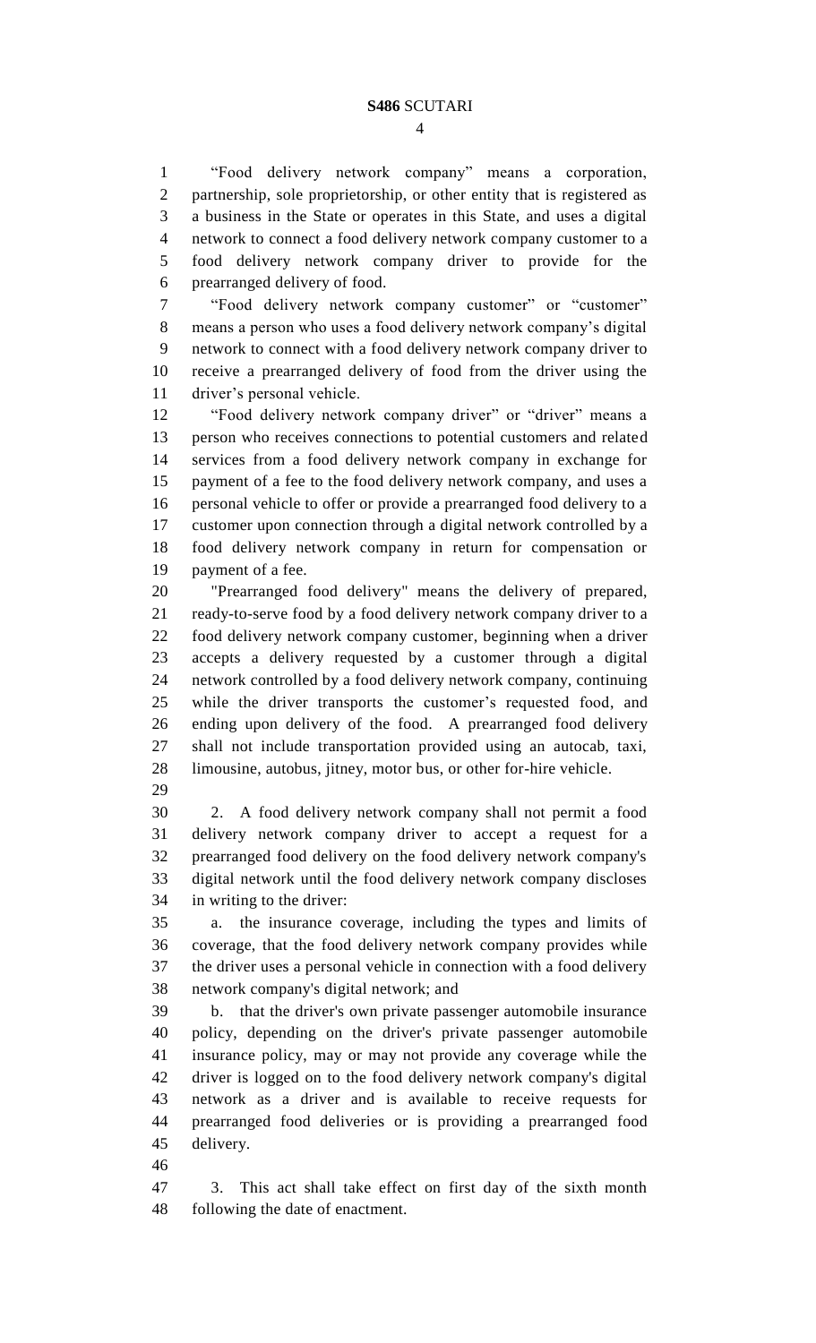"Food delivery network company" means a corporation, partnership, sole proprietorship, or other entity that is registered as a business in the State or operates in this State, and uses a digital network to connect a food delivery network company customer to a food delivery network company driver to provide for the prearranged delivery of food.

"Food delivery network company customer" or "customer" means a person who uses a food delivery network company's digital network to connect with a food delivery network company driver to receive a prearranged delivery of food from the driver using the driver's personal vehicle.

"Food delivery network company driver" or "driver" means a person who receives connections to potential customers and related services from a food delivery network company in exchange for payment of a fee to the food delivery network company, and uses a personal vehicle to offer or provide a prearranged food delivery to a customer upon connection through a digital network controlled by a food delivery network company in return for compensation or payment of a fee.

"Prearranged food delivery" means the delivery of prepared, ready-to-serve food by a food delivery network company driver to a food delivery network company customer, beginning when a driver accepts a delivery requested by a customer through a digital network controlled by a food delivery network company, continuing while the driver transports the customer's requested food, and ending upon delivery of the food. A prearranged food delivery shall not include transportation provided using an autocab, taxi, limousine, autobus, jitney, motor bus, or other for-hire vehicle.

2. A food delivery network company shall not permit a food delivery network company driver to accept a request for a prearranged food delivery on the food delivery network company's digital network until the food delivery network company discloses in writing to the driver:

a. the insurance coverage, including the types and limits of coverage, that the food delivery network company provides while the driver uses a personal vehicle in connection with a food delivery network company's digital network; and

b. that the driver's own private passenger automobile insurance policy, depending on the driver's private passenger automobile insurance policy, may or may not provide any coverage while the driver is logged on to the food delivery network company's digital network as a driver and is available to receive requests for prearranged food deliveries or is providing a prearranged food delivery.

3. This act shall take effect on first day of the sixth month following the date of enactment.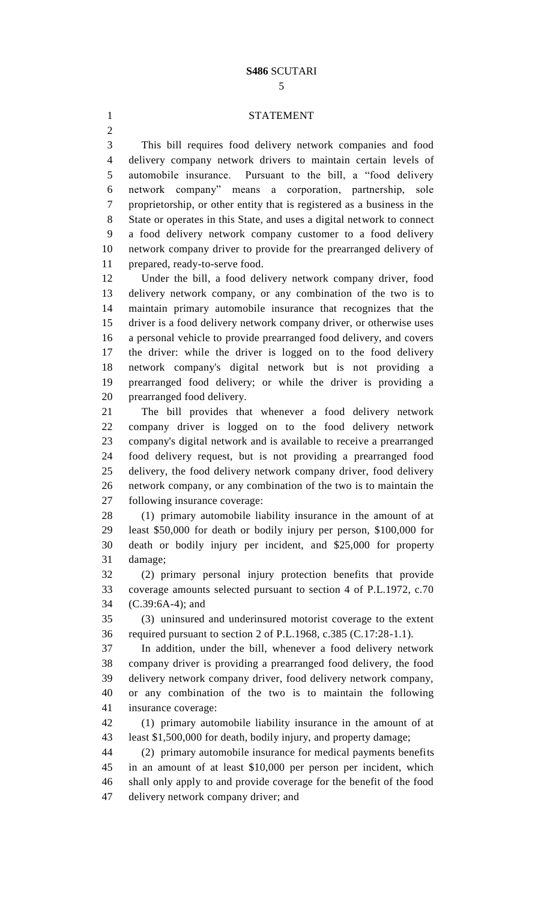## STATEMENT

This bill requires food delivery network companies and food delivery company network drivers to maintain certain levels of automobile insurance. Pursuant to the bill, a "food delivery network company" means a corporation, partnership, sole proprietorship, or other entity that is registered as a business in the State or operates in this State, and uses a digital network to connect a food delivery network company customer to a food delivery network company driver to provide for the prearranged delivery of prepared, ready-to-serve food.

Under the bill, a food delivery network company driver, food delivery network company, or any combination of the two is to maintain primary automobile insurance that recognizes that the driver is a food delivery network company driver, or otherwise uses a personal vehicle to provide prearranged food delivery, and covers the driver: while the driver is logged on to the food delivery network company's digital network but is not providing a prearranged food delivery; or while the driver is providing a prearranged food delivery.

The bill provides that whenever a food delivery network company driver is logged on to the food delivery network company's digital network and is available to receive a prearranged food delivery request, but is not providing a prearranged food delivery, the food delivery network company driver, food delivery network company, or any combination of the two is to maintain the following insurance coverage:

(1) primary automobile liability insurance in the amount of at least $50,000 for death or bodily injury per person, $100,000 for death or bodily injury per incident, and $25,000 for property damage;

(2) primary personal injury protection benefits that provide coverage amounts selected pursuant to section 4 of P.L.1972, c.70 (C.39:6A-4); and

(3) uninsured and underinsured motorist coverage to the extent required pursuant to section 2 of P.L.1968, c.385 (C.17:28-1.1).

In addition, under the bill, whenever a food delivery network company driver is providing a prearranged food delivery, the food delivery network company driver, food delivery network company, or any combination of the two is to maintain the following insurance coverage:

(1) primary automobile liability insurance in the amount of at least $1,500,000 for death, bodily injury, and property damage;

(2) primary automobile insurance for medical payments benefits in an amount of at least $10,000 per person per incident, which shall only apply to and provide coverage for the benefit of the food delivery network company driver; and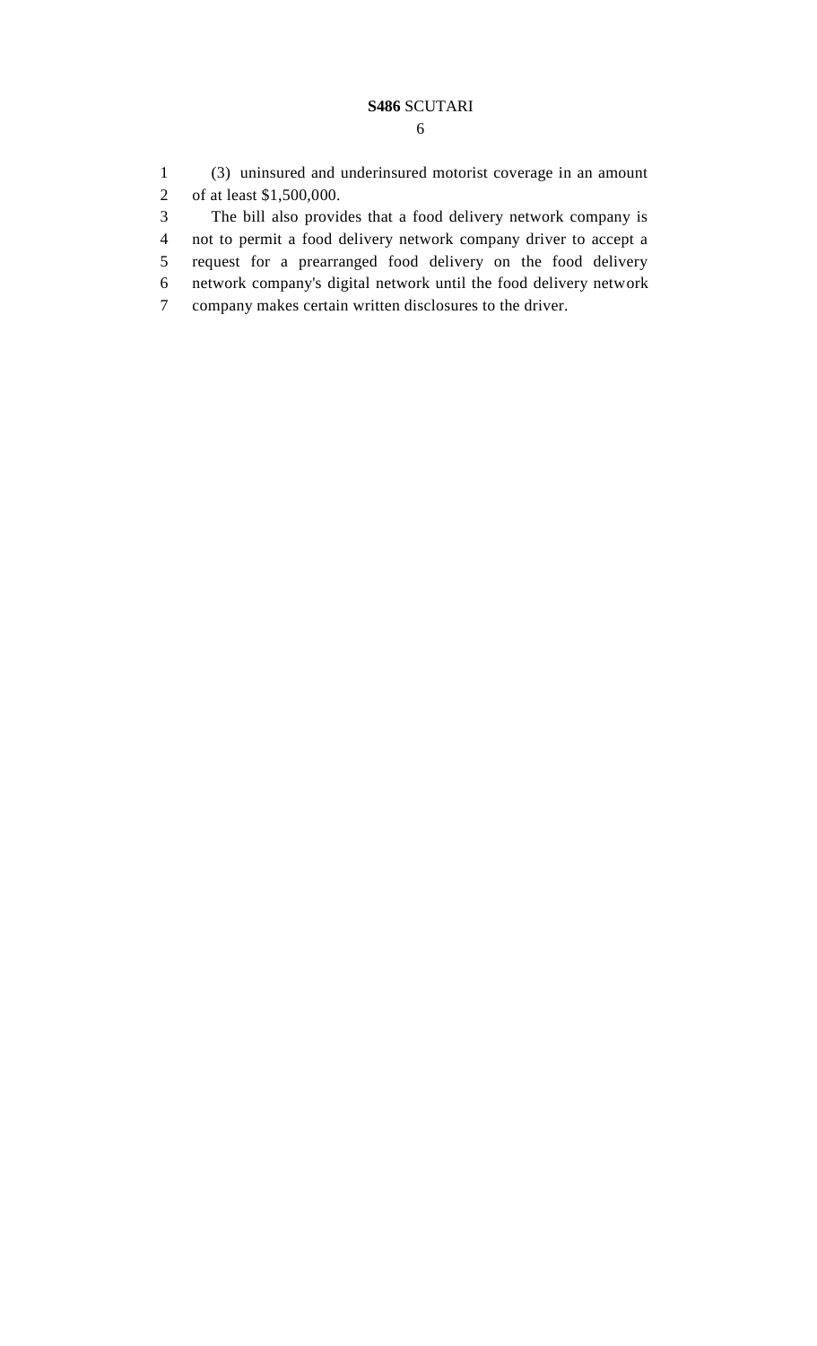(3) uninsured and underinsured motorist coverage in an amount of at least $1,500,000.

The bill also provides that a food delivery network company is not to permit a food delivery network company driver to accept a request for a prearranged food delivery on the food delivery network company's digital network until the food delivery network company makes certain written disclosures to the driver.